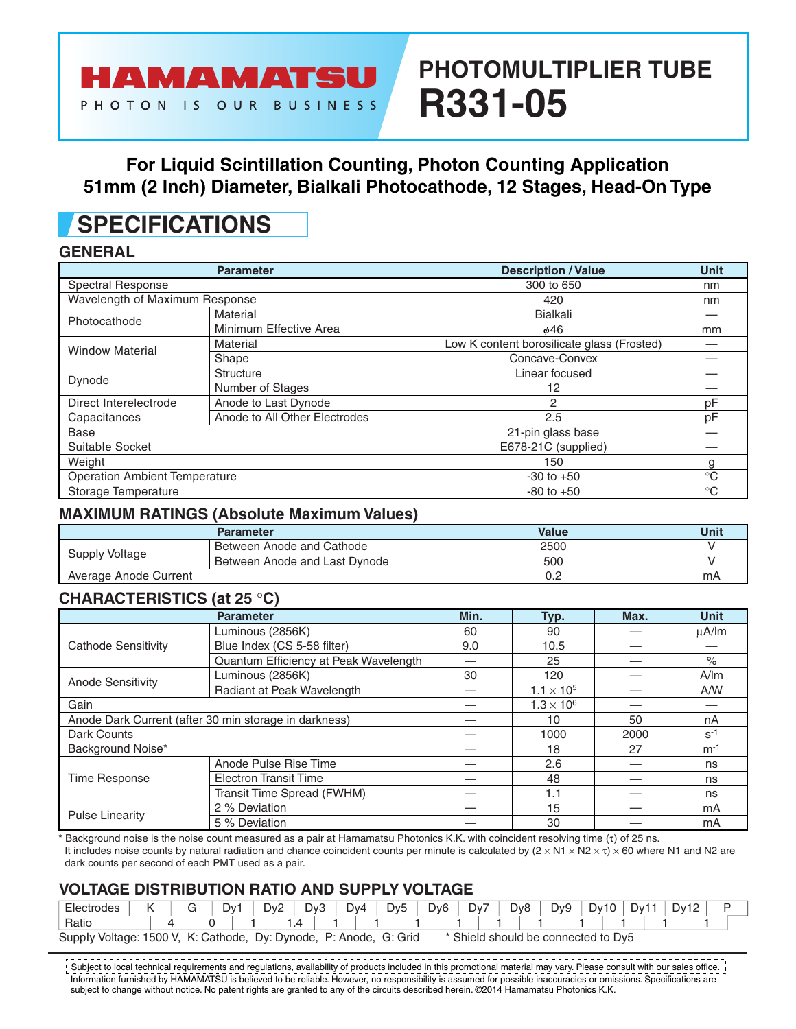HAMAMATSU

PHOTON IS OUR BUSINESS

# PHOTOMULTIPLIER TUBE R331-05

**For Liquid Scintillation Counting, Photon Counting Application**
**51mm (2 Inch) Diameter, Bialkali Photocathode, 12 Stages, Head-On Type**

## SPECIFICATIONS

### GENERAL

| Parameter | | Description / Value | Unit |
|---|---|---|---|
| Spectral Response | | 300 to 650 | nm |
| Wavelength of Maximum Response | | 420 | nm |
| Photocathode | Material | Bialkali | — |
| | Minimum Effective Area | $\phi$46 | mm |
| Window Material | Material | Low K content borosilicate glass (Frosted) | — |
| | Shape | Concave-Convex | — |
| Dynode | Structure | Linear focused | — |
| | Number of Stages | 12 | — |
| Direct Interelectrode Capacitances | Anode to Last Dynode | 2 | pF |
| | Anode to All Other Electrodes | 2.5 | pF |
| Base | | 21-pin glass base | — |
| Suitable Socket | | E678-21C (supplied) | — |
| Weight | | 150 | g |
| Operation Ambient Temperature | | -30 to +50 | °C |
| Storage Temperature | | -80 to +50 | °C |

### MAXIMUM RATINGS (Absolute Maximum Values)

| Parameter | | Value | Unit |
|---|---|---|---|
| Supply Voltage | Between Anode and Cathode | 2500 | V |
| | Between Anode and Last Dynode | 500 | V |
| Average Anode Current | | 0.2 | mA |

### CHARACTERISTICS (at 25 °C)

| Parameter | | Min. | Typ. | Max. | Unit |
|---|---|---|---|---|---|
| Cathode Sensitivity | Luminous (2856K) | 60 | 90 | — | μA/lm |
| | Blue Index (CS 5-58 filter) | 9.0 | 10.5 | — | — |
| | Quantum Efficiency at Peak Wavelength | — | 25 | — | % |
| Anode Sensitivity | Luminous (2856K) | 30 | 120 | — | A/lm |
| | Radiant at Peak Wavelength | — | $1.1 \times 10^5$ | — | A/W |
| Gain | | — | $1.3 \times 10^6$ | — | — |
| Anode Dark Current (after 30 min storage in darkness) | | — | 10 | 50 | nA |
| Dark Counts | | — | 1000 | 2000 | $s^{-1}$ |
| Background Noise* | | — | 18 | 27 | $m^{-1}$ |
| Time Response | Anode Pulse Rise Time | — | 2.6 | — | ns |
| | Electron Transit Time | — | 48 | — | ns |
| | Transit Time Spread (FWHM) | — | 1.1 | — | ns |
| Pulse Linearity | 2 % Deviation | — | 15 | — | mA |
| | 5 % Deviation | — | 30 | — | mA |

* Background noise is the noise count measured as a pair at Hamamatsu Photonics K.K. with coincident resolving time ($\tau$) of 25 ns. It includes noise counts by natural radiation and chance coincident counts per minute is calculated by $(2 \times N1 \times N2 \times \tau) \times 60$ where N1 and N2 are dark counts per second of each PMT used as a pair.

### VOLTAGE DISTRIBUTION RATIO AND SUPPLY VOLTAGE

| Electrodes | K | | G | | Dy1 | | Dy2 | | Dy3 | | Dy4 | | Dy5 | | Dy6 | | Dy7 | | Dy8 | | Dy9 | | Dy10 | | Dy11 | | Dy12 | | P |
|---|---|---|---|---|---|---|---|---|---|---|---|---|---|---|---|---|---|---|---|---|---|---|---|---|---|---|---|---|---|
| Ratio | | 4 | | 0 | | 1 | | 1.4 | | 1 | | 1 | | 1 | | 1 | | 1 | | 1 | | 1 | | 1 | | 1 | | 1 | |

Supply Voltage: 1500 V, K: Cathode, Dy: Dynode, P: Anode, G: Grid  * Shield should be connected to Dy5

Subject to local technical requirements and regulations, availability of products included in this promotional material may vary. Please consult with our sales office. Information furnished by HAMAMATSU is believed to be reliable. However, no responsibility is assumed for possible inaccuracies or omissions. Specifications are subject to change without notice. No patent rights are granted to any of the circuits described herein. ©2014 Hamamatsu Photonics K.K.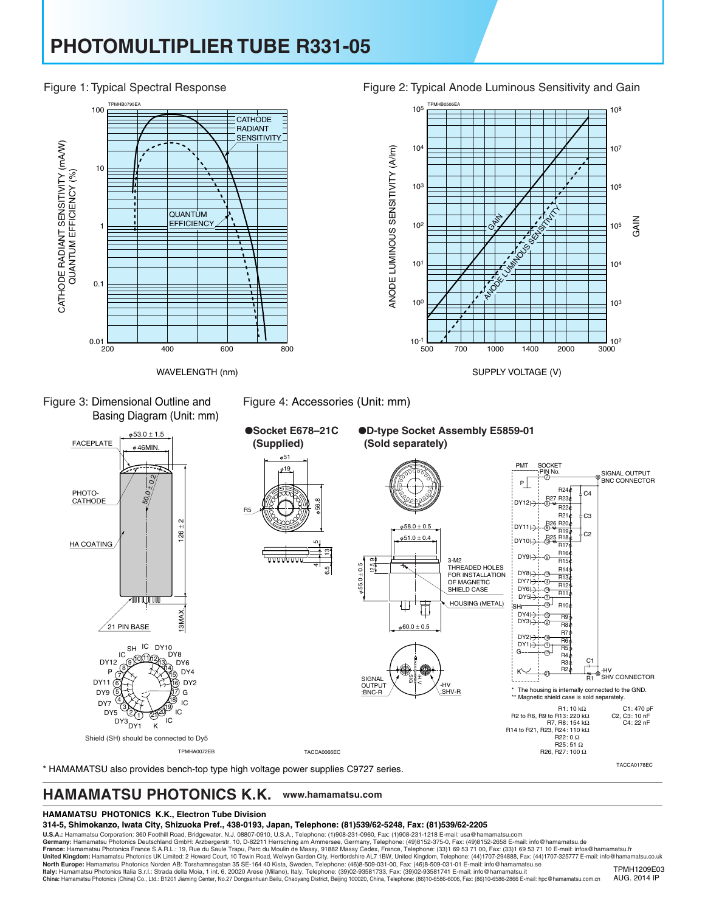# PHOTOMULTIPLIER TUBE R331-05

Figure 1: Typical Spectral Response

TPMHB0795EA

CATHODE RADIANT SENSITIVITY (mA/W)
QUANTUM EFFICIENCY (%)

100
10
1
0.1
0.01

CATHODE RADIANT SENSITIVITY

QUANTUM EFFICIENCY

200 400 600 800

WAVELENGTH (nm)

Figure 2: Typical Anode Luminous Sensitivity and Gain

TPMHB0506EA

ANODE LUMINOUS SENSITIVITY (A/lm)

$10^5$
$10^4$
$10^3$
$10^2$
$10^1$
$10^0$
$10^{-1}$

GAIN

$10^8$
$10^7$
$10^6$
$10^5$
$10^4$
$10^3$
$10^2$

GAIN

ANODE LUMINOUS SENSITIVITY

500 700 1000 1400 2000 3000

SUPPLY VOLTAGE (V)

Figure 3: Dimensional Outline and Basing Diagram (Unit: mm)

φ53.0 ± 1.5
FACEPLATE
φ46MIN.
PHOTO-CATHODE
50.0 ± 0.2
126 ± 2
HA COATING
21 PIN BASE
13MAX.

SH IC DY10
IC DY8
DY12 DY6
P DY4
DY11 DY2
DY9 G
DY7 IC
DY5 IC
DY3 DY1 K IC

Shield (SH) should be connected to Dy5

TPMHA0072EB

Figure 4: Accessories (Unit: mm)

●Socket E678–21C (Supplied)

φ51
φ19
R5
φ56.8
5
13
4
6.5

TACCA0066EC

●D-type Socket Assembly E5859-01 (Sold separately)

φ58.0 ± 0.5
φ51.0 ± 0.4
125.9
φ55.0 ± 0.5
3-M2 THREADED HOLES FOR INSTALLATION OF MAGNETIC SHIELD CASE
HOUSING (METAL)
φ60.0 ± 0.5
SIGNAL OUTPUT :BNC-R
-HV :SHV-R

PMT SOCKET PIN No.
SIGNAL OUTPUT BNC CONNECTOR
-HV SHV CONNECTOR

\* The housing is internally connected to the GND.
\*\* Magnetic shield case is sold separately.

R1: 10 kΩ
R2 to R6, R9 to R13: 220 kΩ
R7, R8: 154 kΩ
R14 to R21, R23, R24: 110 kΩ
R22: 0 Ω
R25: 51 Ω
R26, R27: 100 Ω

C1: 470 pF
C2, C3: 10 nF
C4: 22 nF

TACCA0178EC

\* HAMAMATSU also provides bench-top type high voltage power supplies C9727 series.

## HAMAMATSU PHOTONICS K.K. www.hamamatsu.com

**HAMAMATSU PHOTONICS K.K., Electron Tube Division**
**314-5, Shimokanzo, Iwata City, Shizuoka Pref., 438-0193, Japan, Telephone: (81)539/62-5248, Fax: (81)539/62-2205**

**U.S.A.:** Hamamatsu Corporation: 360 Foothill Road, Bridgewater. N.J. 08807-0910, U.S.A., Telephone: (1)908-231-0960, Fax: (1)908-231-1218 E-mail: usa@hamamatsu.com
**Germany:** Hamamatsu Photonics Deutschland GmbH: Arzbergerstr. 10, D-82211 Herrsching am Ammersee, Germany, Telephone: (49)8152-375-0, Fax: (49)8152-2658 E-mail: info@hamamatsu.de
**France:** Hamamatsu Photonics France S.A.R.L.: 19, Rue du Saule Trapu, Parc du Moulin de Massy, 91882 Massy Cedex, France, Telephone: (33)1 69 53 71 00, Fax: (33)1 69 53 71 10 E-mail: infos@hamamatsu.fr
**United Kingdom:** Hamamatsu Photonics UK Limited: 2 Howard Court, 10 Tewin Road, Welwyn Garden City, Hertfordshire AL7 1BW, United Kingdom, Telephone: (44)1707-294888, Fax: (44)1707-325777 E-mail: info@hamamatsu.co.uk
**North Europe:** Hamamatsu Photonics Norden AB: Torshamnsgatan 35 SE-164 40 Kista, Sweden, Telephone: (46)8-509-031-00, Fax: (46)8-509-031-01 E-mail: info@hamamatsu.se
**Italy:** Hamamatsu Photonics Italia S.r.l.: Strada della Moia, 1 int. 6, 20020 Arese (Milano), Italy, Telephone: (39)02-93581733, Fax: (39)02-93581741 E-mail: info@hamamatsu.it
**China:** Hamamatsu Photonics (China) Co., Ltd.: B1201 Jiaming Center, No.27 Dongsanhuan Beilu, Chaoyang District, Beijing 100020, China, Telephone: (86)10-6586-6006, Fax: (86)10-6586-2866 E-mail: hpc@hamamatsu.com.cn

TPMH1209E03
AUG. 2014 IP